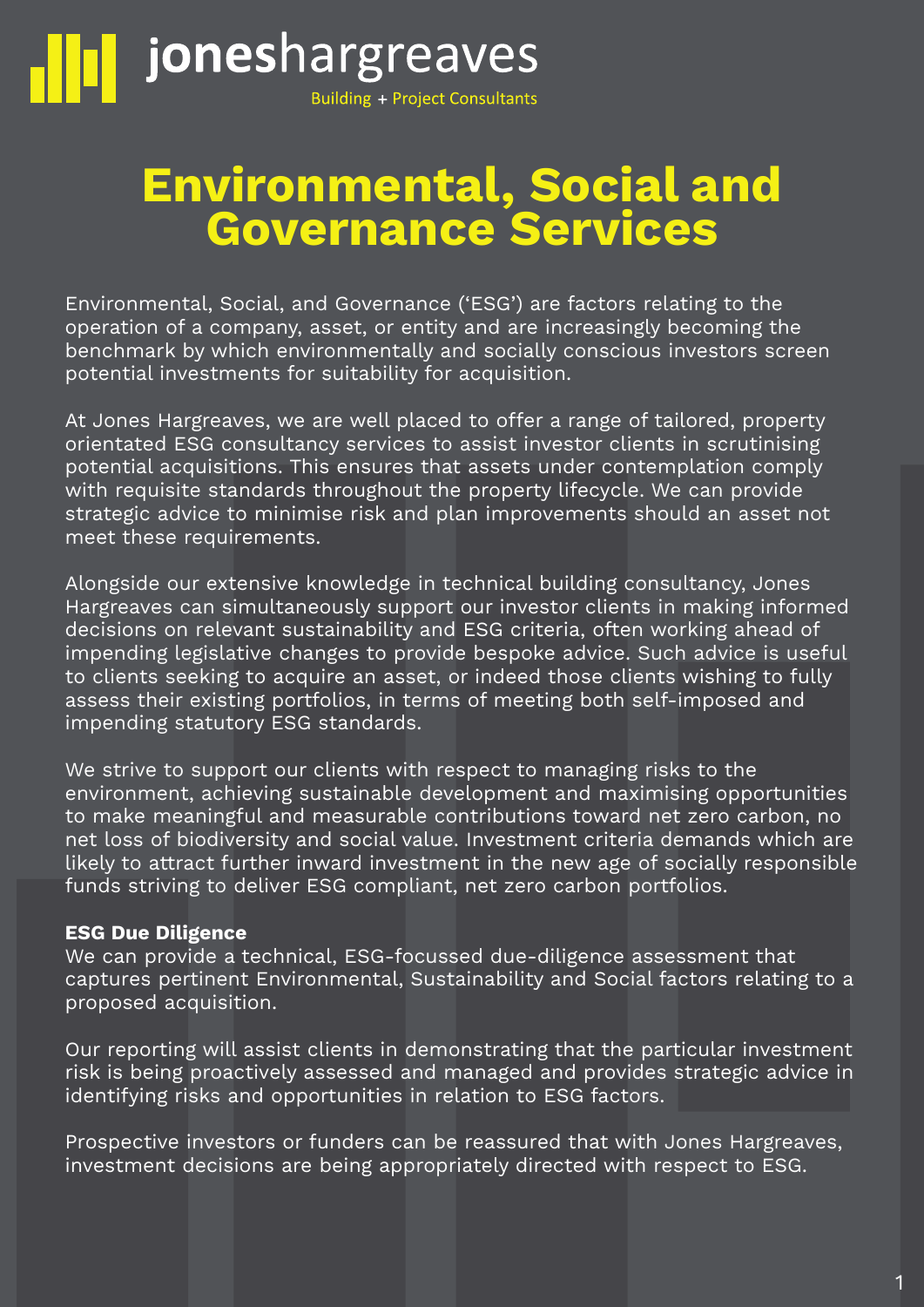jonesshargreaves

Building + Project Consultants

# Environmental, Social and Governance Services

Environmental, Social, and Governance ('ESG') are factors relating to the operation of a company, asset, or entity and are increasingly becoming the benchmark by which environmentally and socially conscious investors screen potential investments for suitability for acquisition.

At Jones Hargreaves, we are well placed to offer a range of tailored, property orientated ESG consultancy services to assist investor clients in scrutinising potential acquisitions. This ensures that assets under contemplation comply with requisite standards throughout the property lifecycle. We can provide strategic advice to minimise risk and plan improvements should an asset not meet these requirements.

Alongside our extensive knowledge in technical building consultancy, Jones Hargreaves can simultaneously support our investor clients in making informed decisions on relevant sustainability and ESG criteria, often working ahead of impending legislative changes to provide bespoke advice. Such advice is useful to clients seeking to acquire an asset, or indeed those clients wishing to fully assess their existing portfolios, in terms of meeting both self-imposed and impending statutory ESG standards.

We strive to support our clients with respect to managing risks to the environment, achieving sustainable development and maximising opportunities to make meaningful and measurable contributions toward net zero carbon, no net loss of biodiversity and social value. Investment criteria demands which are likely to attract further inward investment in the new age of socially responsible funds striving to deliver ESG compliant, net zero carbon portfolios.

**ESG Due Diligence**

We can provide a technical, ESG-focussed due-diligence assessment that captures pertinent Environmental, Sustainability and Social factors relating to a proposed acquisition.

Our reporting will assist clients in demonstrating that the particular investment risk is being proactively assessed and managed and provides strategic advice in identifying risks and opportunities in relation to ESG factors.

Prospective investors or funders can be reassured that with Jones Hargreaves, investment decisions are being appropriately directed with respect to ESG.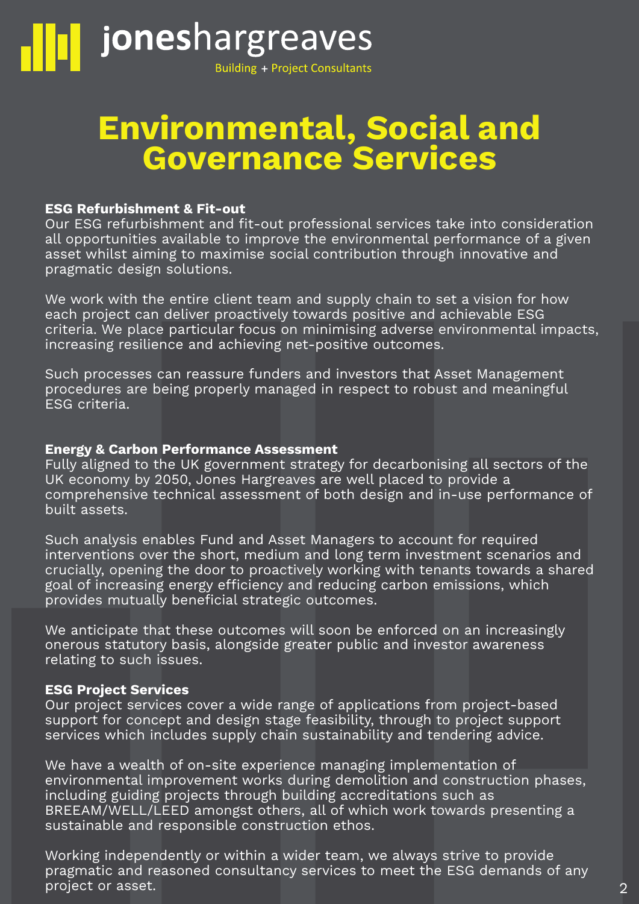jones**hargreaves**
Building + Project Consultants

# Environmental, Social and Governance Services

**ESG Refurbishment & Fit-out**

Our ESG refurbishment and fit-out professional services take into consideration all opportunities available to improve the environmental performance of a given asset whilst aiming to maximise social contribution through innovative and pragmatic design solutions.

We work with the entire client team and supply chain to set a vision for how each project can deliver proactively towards positive and achievable ESG criteria. We place particular focus on minimising adverse environmental impacts, increasing resilience and achieving net-positive outcomes.

Such processes can reassure funders and investors that Asset Management procedures are being properly managed in respect to robust and meaningful ESG criteria.

**Energy & Carbon Performance Assessment**

Fully aligned to the UK government strategy for decarbonising all sectors of the UK economy by 2050, Jones Hargreaves are well placed to provide a comprehensive technical assessment of both design and in-use performance of built assets.

Such analysis enables Fund and Asset Managers to account for required interventions over the short, medium and long term investment scenarios and crucially, opening the door to proactively working with tenants towards a shared goal of increasing energy efficiency and reducing carbon emissions, which provides mutually beneficial strategic outcomes.

We anticipate that these outcomes will soon be enforced on an increasingly onerous statutory basis, alongside greater public and investor awareness relating to such issues.

**ESG Project Services**

Our project services cover a wide range of applications from project-based support for concept and design stage feasibility, through to project support services which includes supply chain sustainability and tendering advice.

We have a wealth of on-site experience managing implementation of environmental improvement works during demolition and construction phases, including guiding projects through building accreditations such as BREEAM/WELL/LEED amongst others, all of which work towards presenting a sustainable and responsible construction ethos.

Working independently or within a wider team, we always strive to provide pragmatic and reasoned consultancy services to meet the ESG demands of any project or asset.